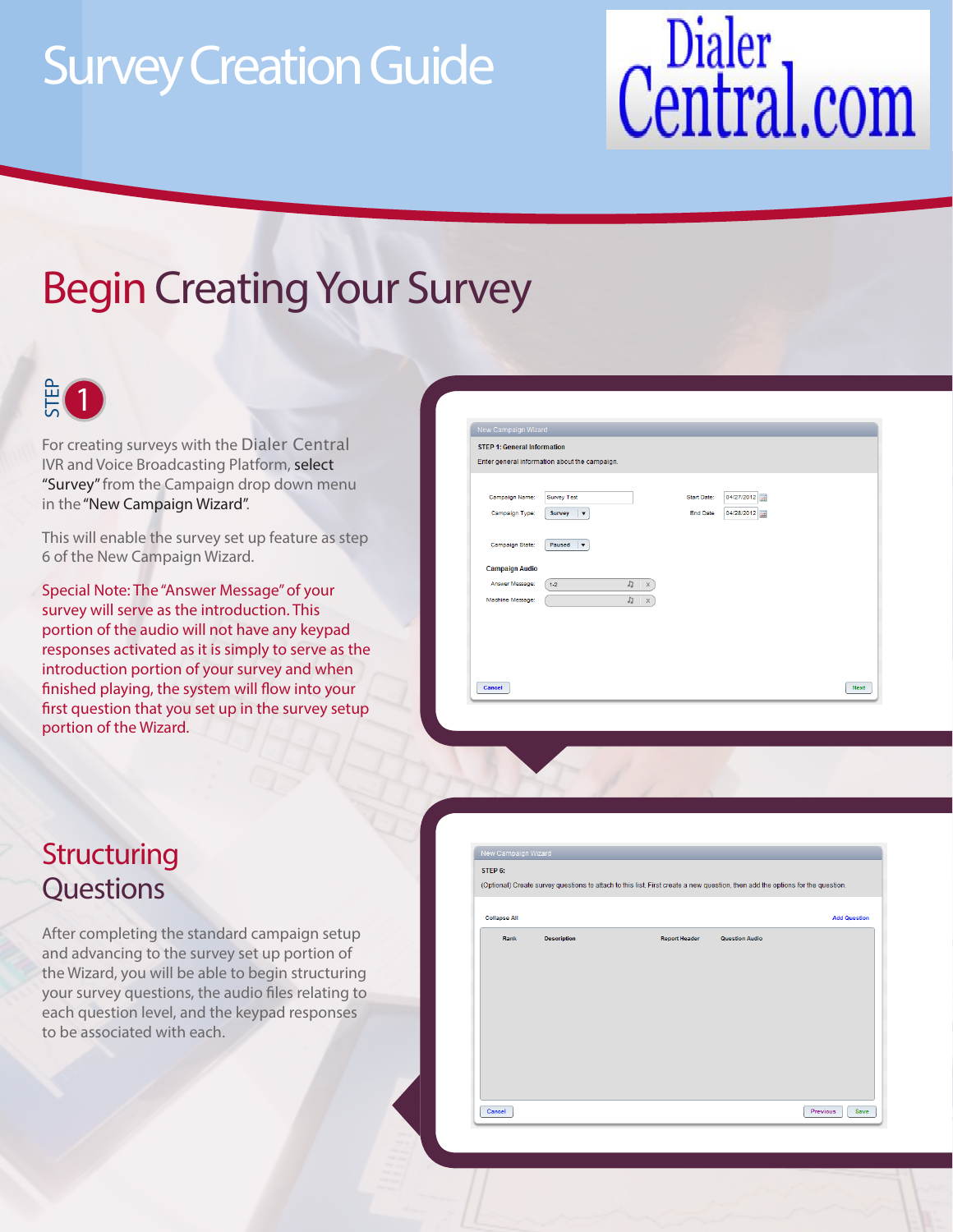# Survey Creation Guide

Dialer Central.com

## Begin Creating Your Survey

### STEP 1

For creating surveys with the Dialer Central IVR and Voice Broadcasting Platform, select "Survey" from the Campaign drop down menu in the "New Campaign Wizard".

This will enable the survey set up feature as step 6 of the New Campaign Wizard.

Special Note: The "Answer Message" of your survey will serve as the introduction. This portion of the audio will not have any keypad responses activated as it is simply to serve as the introduction portion of your survey and when finished playing, the system will flow into your first question that you set up in the survey setup portion of the Wizard.

## Structuring Questions

After completing the standard campaign setup and advancing to the survey set up portion of the Wizard, you will be able to begin structuring your survey questions, the audio files relating to each question level, and the keypad responses to be associated with each.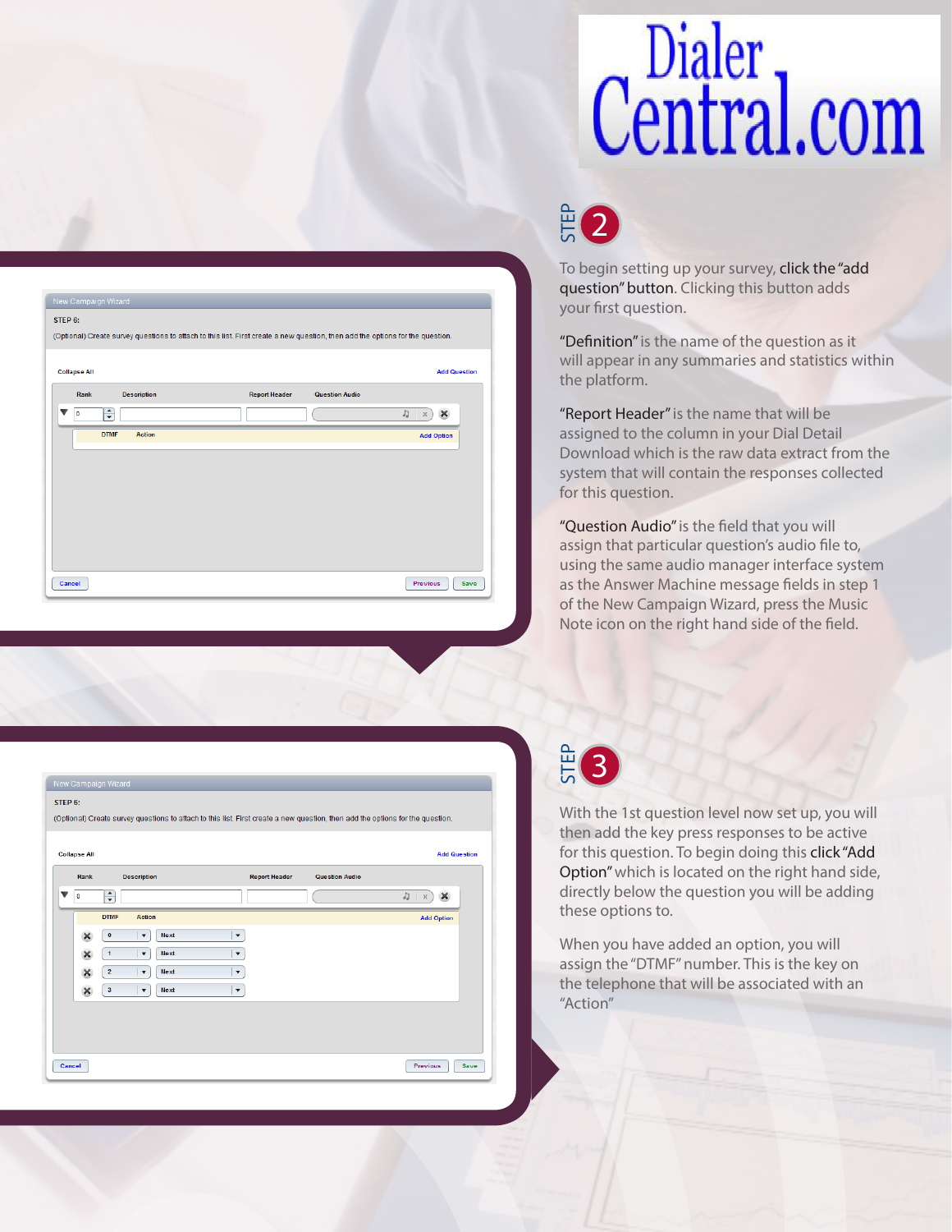# Dialer Central.com

## STEP 2

To begin setting up your survey, **click the "add question" button**. Clicking this button adds your first question.

"Definition" is the name of the question as it will appear in any summaries and statistics within the platform.

"Report Header" is the name that will be assigned to the column in your Dial Detail Download which is the raw data extract from the system that will contain the responses collected for this question.

"Question Audio" is the field that you will assign that particular question's audio file to, using the same audio manager interface system as the Answer Machine message fields in step 1 of the New Campaign Wizard, press the Music Note icon on the right hand side of the field.

## STEP 3

With the 1st question level now set up, you will then add the key press responses to be active for this question. To begin doing this **click "Add Option"** which is located on the right hand side, directly below the question you will be adding these options to.

When you have added an option, you will assign the "DTMF" number. This is the key on the telephone that will be associated with an "Action"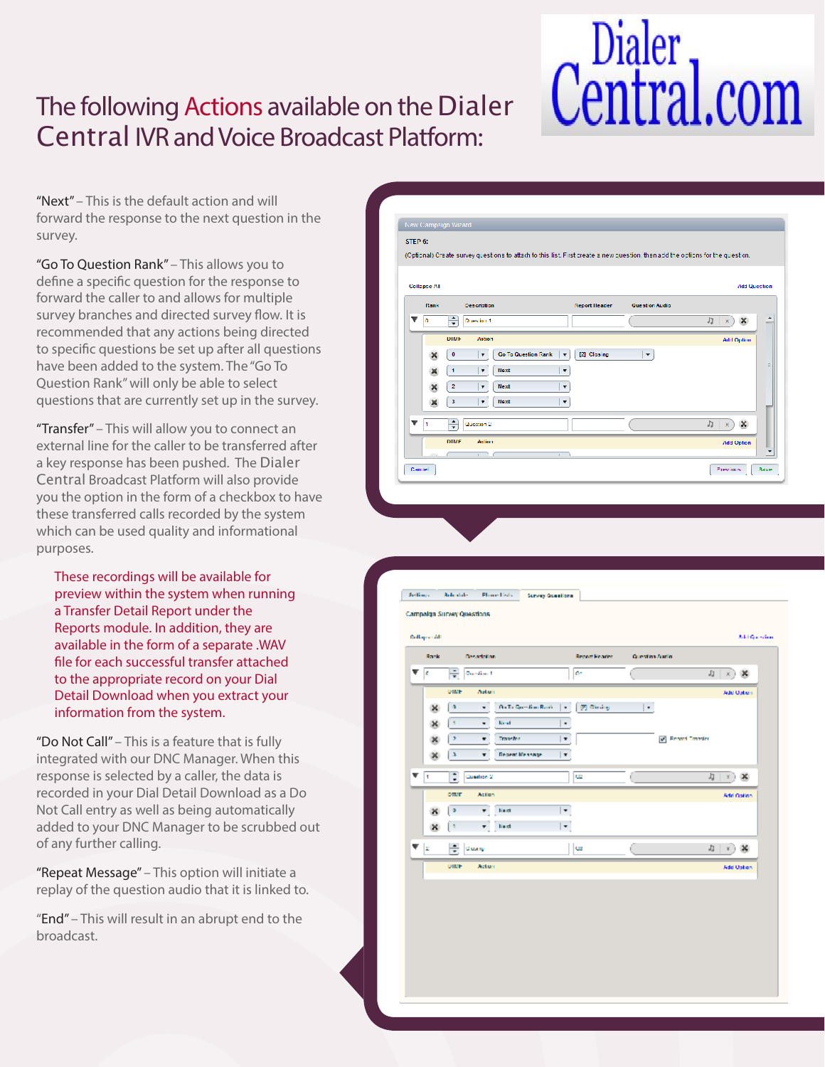# The following Actions available on the Dialer Central IVR and Voice Broadcast Platform:

"Next" – This is the default action and will forward the response to the next question in the survey.

"Go To Question Rank" – This allows you to define a specific question for the response to forward the caller to and allows for multiple survey branches and directed survey flow. It is recommended that any actions being directed to specific questions be set up after all questions have been added to the system. The "Go To Question Rank" will only be able to select questions that are currently set up in the survey.

"Transfer" – This will allow you to connect an external line for the caller to be transferred after a key response has been pushed. The Dialer Central Broadcast Platform will also provide you the option in the form of a checkbox to have these transferred calls recorded by the system which can be used quality and informational purposes.

These recordings will be available for preview within the system when running a Transfer Detail Report under the Reports module. In addition, they are available in the form of a separate .WAV file for each successful transfer attached to the appropriate record on your Dial Detail Download when you extract your information from the system.

"Do Not Call" – This is a feature that is fully integrated with our DNC Manager. When this response is selected by a caller, the data is recorded in your Dial Detail Download as a Do Not Call entry as well as being automatically added to your DNC Manager to be scrubbed out of any further calling.

"Repeat Message" – This option will initiate a replay of the question audio that it is linked to.

"End" – This will result in an abrupt end to the broadcast.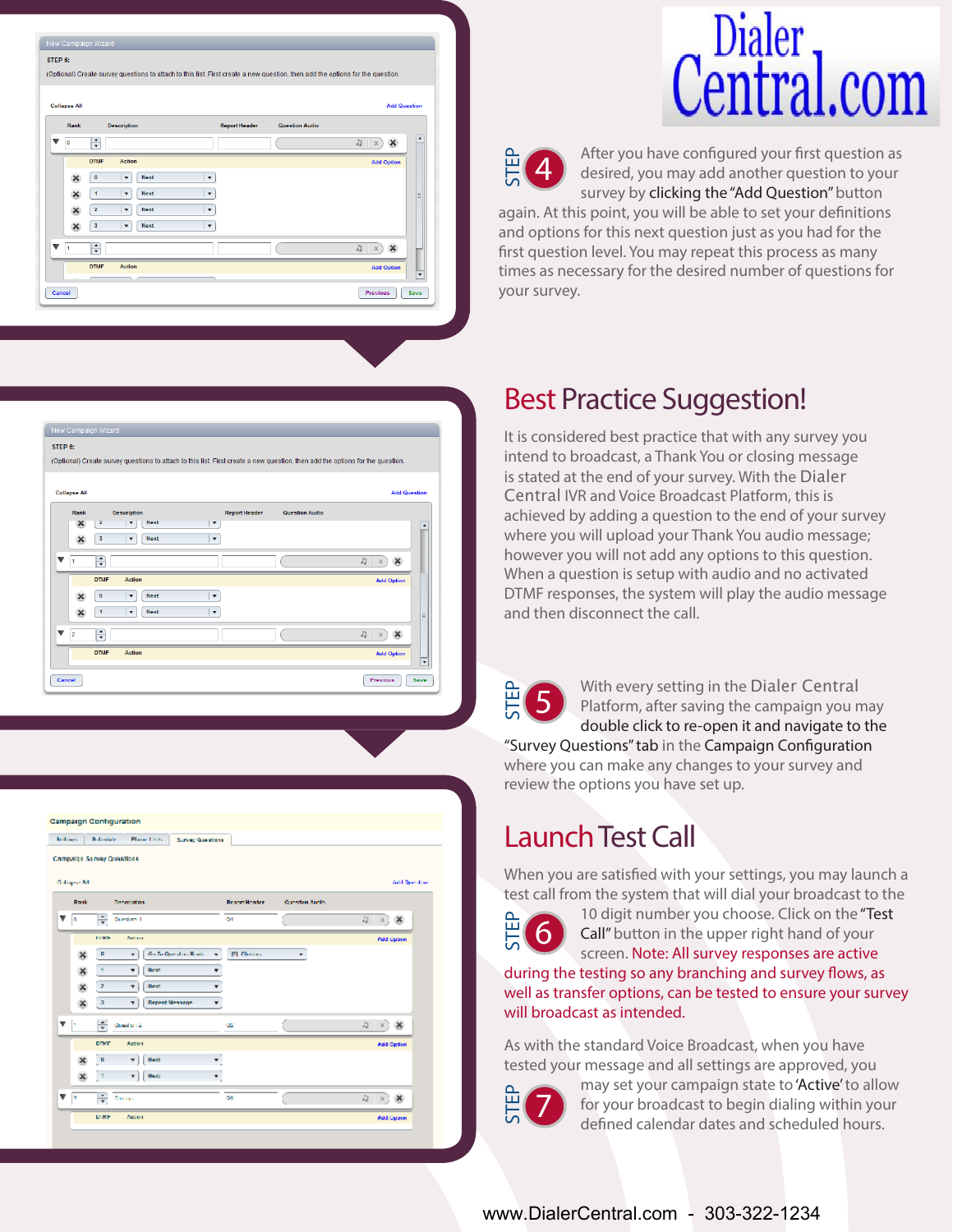# Dialer Central.com

STEP 4

After you have configured your first question as desired, you may add another question to your survey by clicking the "Add Question" button again. At this point, you will be able to set your definitions and options for this next question just as you had for the first question level. You may repeat this process as many times as necessary for the desired number of questions for your survey.

## Best Practice Suggestion!

It is considered best practice that with any survey you intend to broadcast, a Thank You or closing message is stated at the end of your survey. With the Dialer Central IVR and Voice Broadcast Platform, this is achieved by adding a question to the end of your survey where you will upload your Thank You audio message; however you will not add any options to this question. When a question is setup with audio and no activated DTMF responses, the system will play the audio message and then disconnect the call.

STEP 5

With every setting in the Dialer Central Platform, after saving the campaign you may double click to re-open it and navigate to the "Survey Questions" tab in the Campaign Configuration where you can make any changes to your survey and review the options you have set up.

## Launch Test Call

When you are satisfied with your settings, you may launch a test call from the system that will dial your broadcast to the

STEP 6

10 digit number you choose. Click on the "Test Call" button in the upper right hand of your screen. Note: All survey responses are active during the testing so any branching and survey flows, as well as transfer options, can be tested to ensure your survey will broadcast as intended.

As with the standard Voice Broadcast, when you have tested your message and all settings are approved, you

STEP 7

may set your campaign state to 'Active' to allow for your broadcast to begin dialing within your defined calendar dates and scheduled hours.

www.DialerCentral.com - 303-322-1234